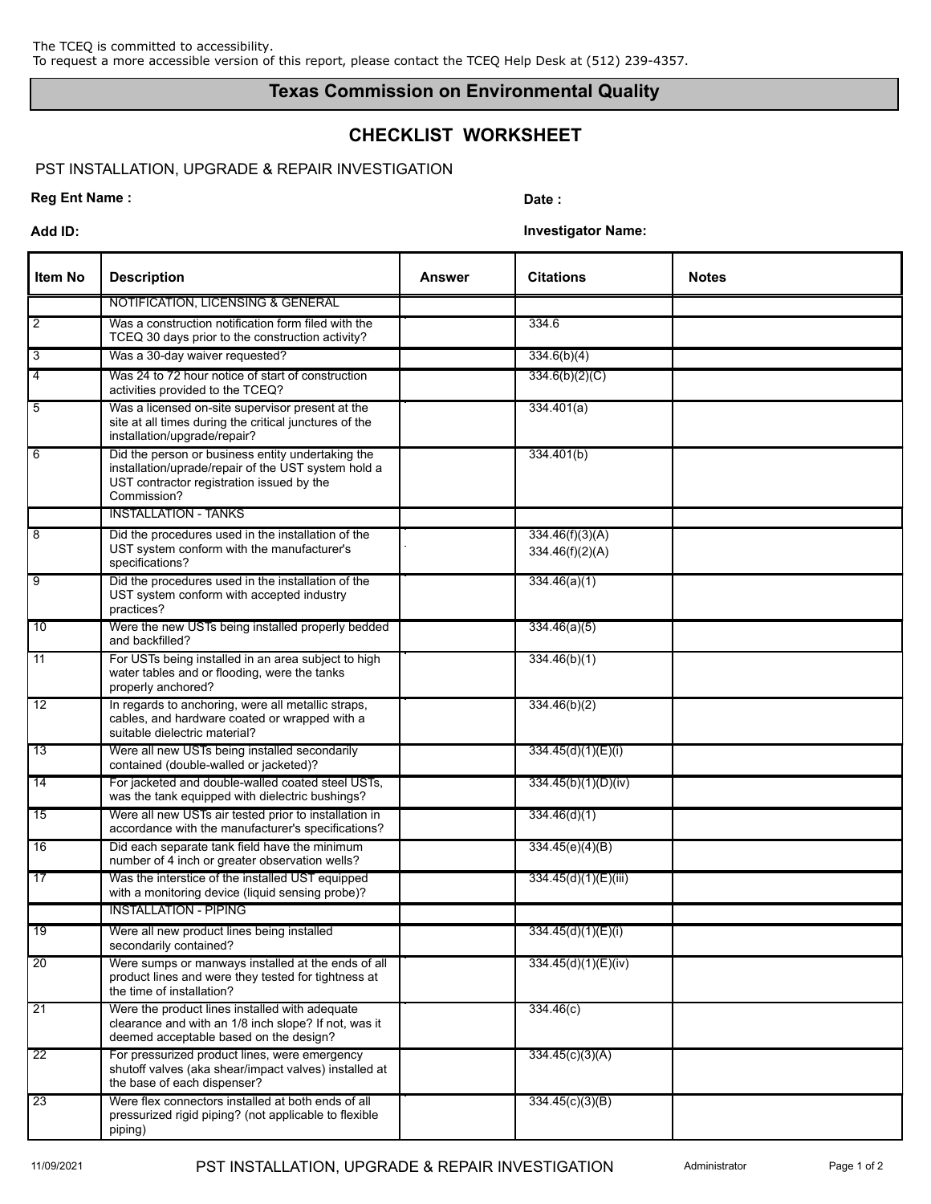The TCEQ is committed to accessibility.
To request a more accessible version of this report, please contact the TCEQ Help Desk at (512) 239-4357.

# Texas Commission on Environmental Quality

## CHECKLIST WORKSHEET

PST INSTALLATION, UPGRADE & REPAIR INVESTIGATION

**Reg Ent Name :** 

**Date :**

**Add ID:**

**Investigator Name:**

| Item No | Description | Answer | Citations | Notes |
|---|---|---|---|---|
| | NOTIFICATION, LICENSING & GENERAL | | | |
| 2 | Was a construction notification form filed with the TCEQ 30 days prior to the construction activity? | | 334.6 | |
| 3 | Was a 30-day waiver requested? | | 334.6(b)(4) | |
| 4 | Was 24 to 72 hour notice of start of construction activities provided to the TCEQ? | | 334.6(b)(2)(C) | |
| 5 | Was a licensed on-site supervisor present at the site at all times during the critical junctures of the installation/upgrade/repair? | | 334.401(a) | |
| 6 | Did the person or business entity undertaking the installation/uprade/repair of the UST system hold a UST contractor registration issued by the Commission? | | 334.401(b) | |
| | INSTALLATION - TANKS | | | |
| 8 | Did the procedures used in the installation of the UST system conform with the manufacturer's specifications? | | 334.46(f)(3)(A) 334.46(f)(2)(A) | |
| 9 | Did the procedures used in the installation of the UST system conform with accepted industry practices? | | 334.46(a)(1) | |
| 10 | Were the new USTs being installed properly bedded and backfilled? | | 334.46(a)(5) | |
| 11 | For USTs being installed in an area subject to high water tables and or flooding, were the tanks properly anchored? | | 334.46(b)(1) | |
| 12 | In regards to anchoring, were all metallic straps, cables, and hardware coated or wrapped with a suitable dielectric material? | | 334.46(b)(2) | |
| 13 | Were all new USTs being installed secondarily contained (double-walled or jacketed)? | | 334.45(d)(1)(E)(i) | |
| 14 | For jacketed and double-walled coated steel USTs, was the tank equipped with dielectric bushings? | | 334.45(b)(1)(D)(iv) | |
| 15 | Were all new USTs air tested prior to installation in accordance with the manufacturer's specifications? | | 334.46(d)(1) | |
| 16 | Did each separate tank field have the minimum number of 4 inch or greater observation wells? | | 334.45(e)(4)(B) | |
| 17 | Was the interstice of the installed UST equipped with a monitoring device (liquid sensing probe)? | | 334.45(d)(1)(E)(iii) | |
| | INSTALLATION - PIPING | | | |
| 19 | Were all new product lines being installed secondarily contained? | | 334.45(d)(1)(E)(i) | |
| 20 | Were sumps or manways installed at the ends of all product lines and were they tested for tightness at the time of installation? | | 334.45(d)(1)(E)(iv) | |
| 21 | Were the product lines installed with adequate clearance and with an 1/8 inch slope? If not, was it deemed acceptable based on the design? | | 334.46(c) | |
| 22 | For pressurized product lines, were emergency shutoff valves (aka shear/impact valves) installed at the base of each dispenser? | | 334.45(c)(3)(A) | |
| 23 | Were flex connectors installed at both ends of all pressurized rigid piping? (not applicable to flexible piping) | | 334.45(c)(3)(B) | |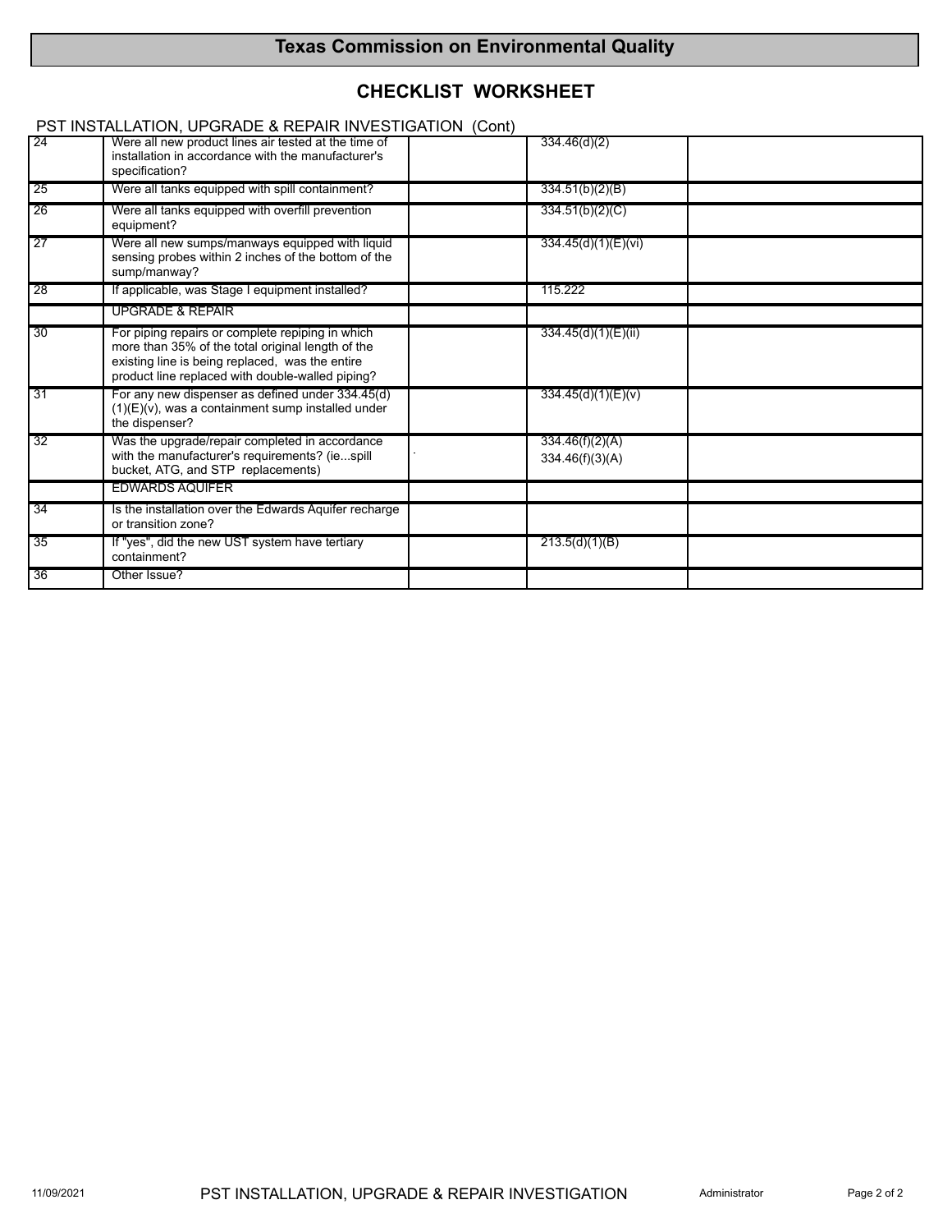# Texas Commission on Environmental Quality

## CHECKLIST WORKSHEET

PST INSTALLATION, UPGRADE & REPAIR INVESTIGATION (Cont)

| | | | | |
|---|---|---|---|---|
| 24 | Were all new product lines air tested at the time of installation in accordance with the manufacturer's specification? | | 334.46(d)(2) | |
| 25 | Were all tanks equipped with spill containment? | | 334.51(b)(2)(B) | |
| 26 | Were all tanks equipped with overfill prevention equipment? | | 334.51(b)(2)(C) | |
| 27 | Were all new sumps/manways equipped with liquid sensing probes within 2 inches of the bottom of the sump/manway? | | 334.45(d)(1)(E)(vi) | |
| 28 | If applicable, was Stage I equipment installed? | | 115.222 | |
| | UPGRADE & REPAIR | | | |
| 30 | For piping repairs or complete repiping in which more than 35% of the total original length of the existing line is being replaced, was the entire product line replaced with double-walled piping? | | 334.45(d)(1)(E)(ii) | |
| 31 | For any new dispenser as defined under 334.45(d)(1)(E)(v), was a containment sump installed under the dispenser? | | 334.45(d)(1)(E)(v) | |
| 32 | Was the upgrade/repair completed in accordance with the manufacturer's requirements? (ie...spill bucket, ATG, and STP replacements) | . | 334.46(f)(2)(A) 334.46(f)(3)(A) | |
| | EDWARDS AQUIFER | | | |
| 34 | Is the installation over the Edwards Aquifer recharge or transition zone? | | | |
| 35 | If "yes", did the new UST system have tertiary containment? | | 213.5(d)(1)(B) | |
| 36 | Other Issue? | | | |

11/09/2021 PST INSTALLATION, UPGRADE & REPAIR INVESTIGATION Administrator